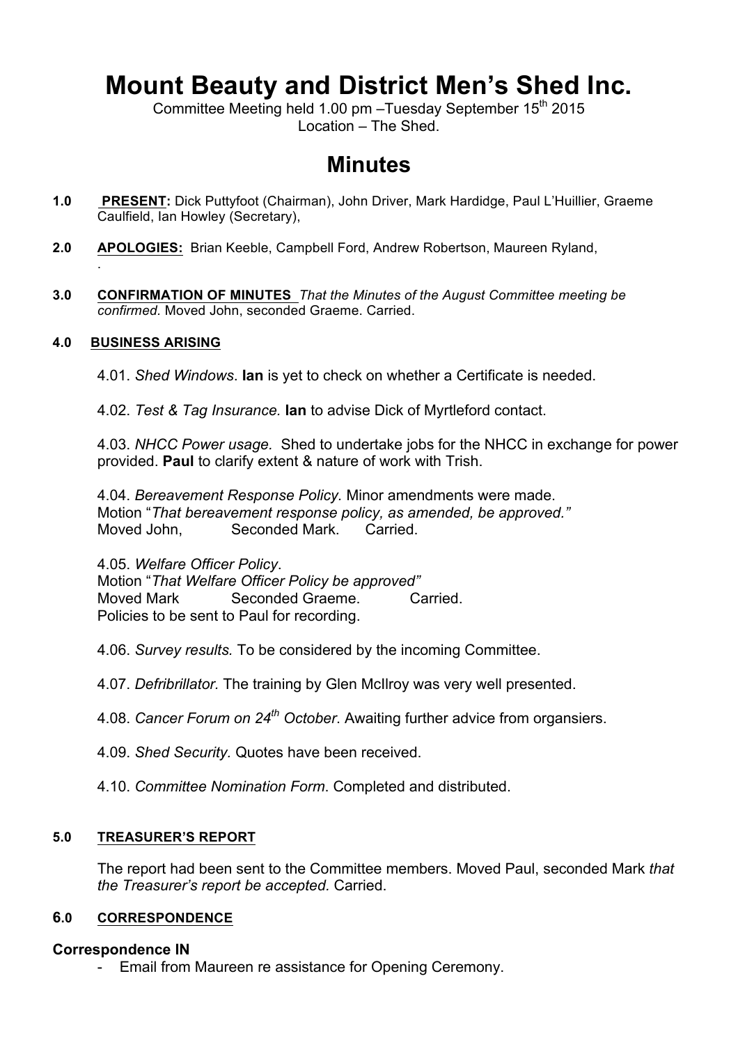# Mount Beauty and District Men's Shed Inc.

Committee Meeting held 1.00 pm –Tuesday September 15th 2015
Location – The Shed.

## Minutes

**1.0** **PRESENT:** Dick Puttyfoot (Chairman), John Driver, Mark Hardidge, Paul L'Huillier, Graeme Caulfield, Ian Howley (Secretary),

**2.0** **APOLOGIES:** Brian Keeble, Campbell Ford, Andrew Robertson, Maureen Ryland,
.

**3.0** **CONFIRMATION OF MINUTES** *That the Minutes of the August Committee meeting be confirmed*. Moved John, seconded Graeme. Carried.

**4.0** **BUSINESS ARISING**

4.01. *Shed Windows*. **Ian** is yet to check on whether a Certificate is needed.

4.02. *Test & Tag Insurance.* **Ian** to advise Dick of Myrtleford contact.

4.03. *NHCC Power usage.* Shed to undertake jobs for the NHCC in exchange for power provided. **Paul** to clarify extent & nature of work with Trish.

4.04. *Bereavement Response Policy*. Minor amendments were made.
Motion "*That bereavement response policy, as amended, be approved."*
Moved John, Seconded Mark. Carried.

4.05. *Welfare Officer Policy*.
Motion "*That Welfare Officer Policy be approved"*
Moved Mark Seconded Graeme. Carried.
Policies to be sent to Paul for recording.

4.06. *Survey results.* To be considered by the incoming Committee.

4.07. *Defribrillator.* The training by Glen McIlroy was very well presented.

4.08. *Cancer Forum on 24th October*. Awaiting further advice from organsiers.

4.09. *Shed Security.* Quotes have been received.

4.10. *Committee Nomination Form*. Completed and distributed.

**5.0** **TREASURER'S REPORT**

The report had been sent to the Committee members. Moved Paul, seconded Mark *that the Treasurer's report be accepted.* Carried.

**6.0** **CORRESPONDENCE**

**Correspondence IN**

- Email from Maureen re assistance for Opening Ceremony.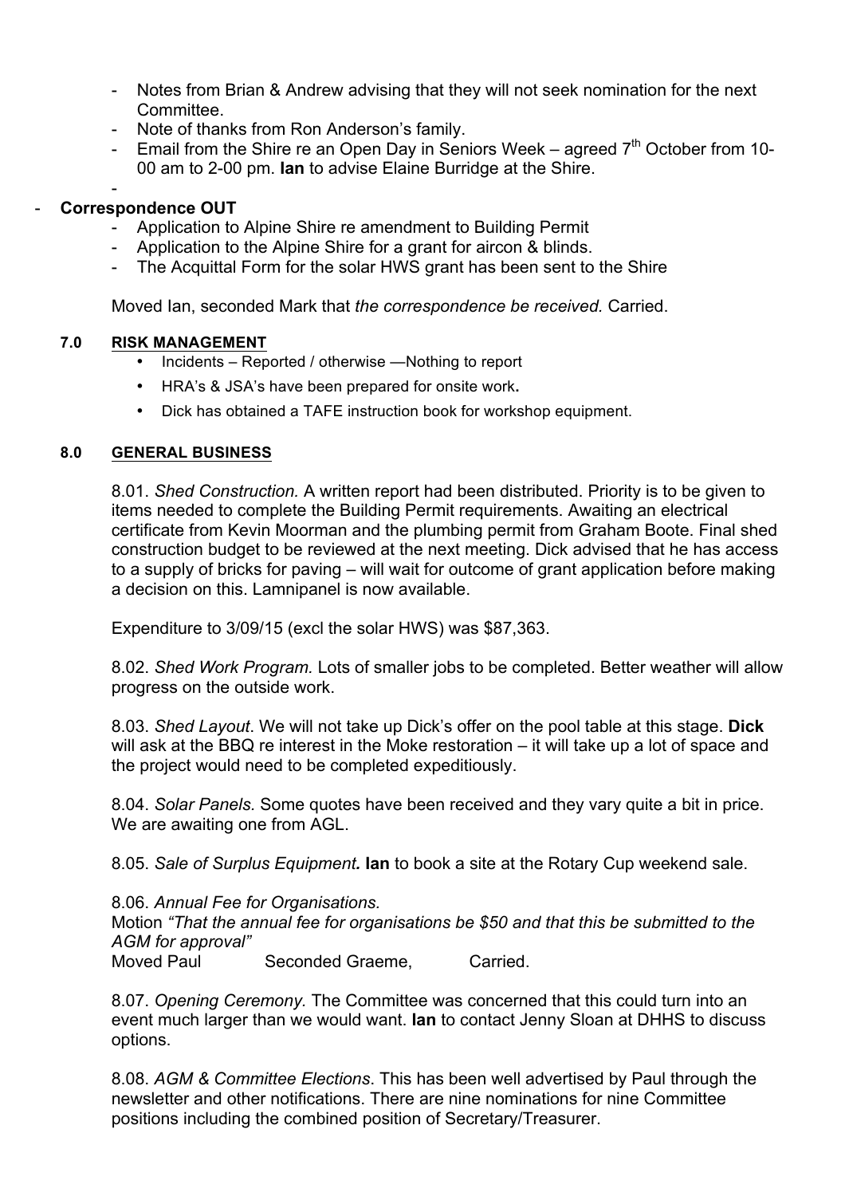- Notes from Brian & Andrew advising that they will not seek nomination for the next Committee.
- Note of thanks from Ron Anderson's family.
- Email from the Shire re an Open Day in Seniors Week – agreed 7th October from 10-00 am to 2-00 pm. **Ian** to advise Elaine Burridge at the Shire.
- 

- **Correspondence OUT**
    - Application to Alpine Shire re amendment to Building Permit
    - Application to the Alpine Shire for a grant for aircon & blinds.
    - The Acquittal Form for the solar HWS grant has been sent to the Shire

    Moved Ian, seconded Mark that *the correspondence be received.* Carried.

### 7.0 RISK MANAGEMENT

- Incidents – Reported / otherwise —Nothing to report
- HRA's & JSA's have been prepared for onsite work**.**
- Dick has obtained a TAFE instruction book for workshop equipment.

### 8.0 GENERAL BUSINESS

8.01. *Shed Construction.* A written report had been distributed. Priority is to be given to items needed to complete the Building Permit requirements. Awaiting an electrical certificate from Kevin Moorman and the plumbing permit from Graham Boote. Final shed construction budget to be reviewed at the next meeting. Dick advised that he has access to a supply of bricks for paving – will wait for outcome of grant application before making a decision on this. Lamnipanel is now available.

Expenditure to 3/09/15 (excl the solar HWS) was $87,363.

8.02. *Shed Work Program.* Lots of smaller jobs to be completed. Better weather will allow progress on the outside work.

8.03. *Shed Layout*. We will not take up Dick's offer on the pool table at this stage. **Dick** will ask at the BBQ re interest in the Moke restoration – it will take up a lot of space and the project would need to be completed expeditiously.

8.04. *Solar Panels.* Some quotes have been received and they vary quite a bit in price. We are awaiting one from AGL.

8.05. *Sale of Surplus Equipment***.** **Ian** to book a site at the Rotary Cup weekend sale.

8.06. *Annual Fee for Organisations.*
Motion *"That the annual fee for organisations be $50 and that this be submitted to the AGM for approval"*
Moved Paul Seconded Graeme, Carried.

8.07. *Opening Ceremony.* The Committee was concerned that this could turn into an event much larger than we would want. **Ian** to contact Jenny Sloan at DHHS to discuss options.

8.08. *AGM & Committee Elections*. This has been well advertised by Paul through the newsletter and other notifications. There are nine nominations for nine Committee positions including the combined position of Secretary/Treasurer.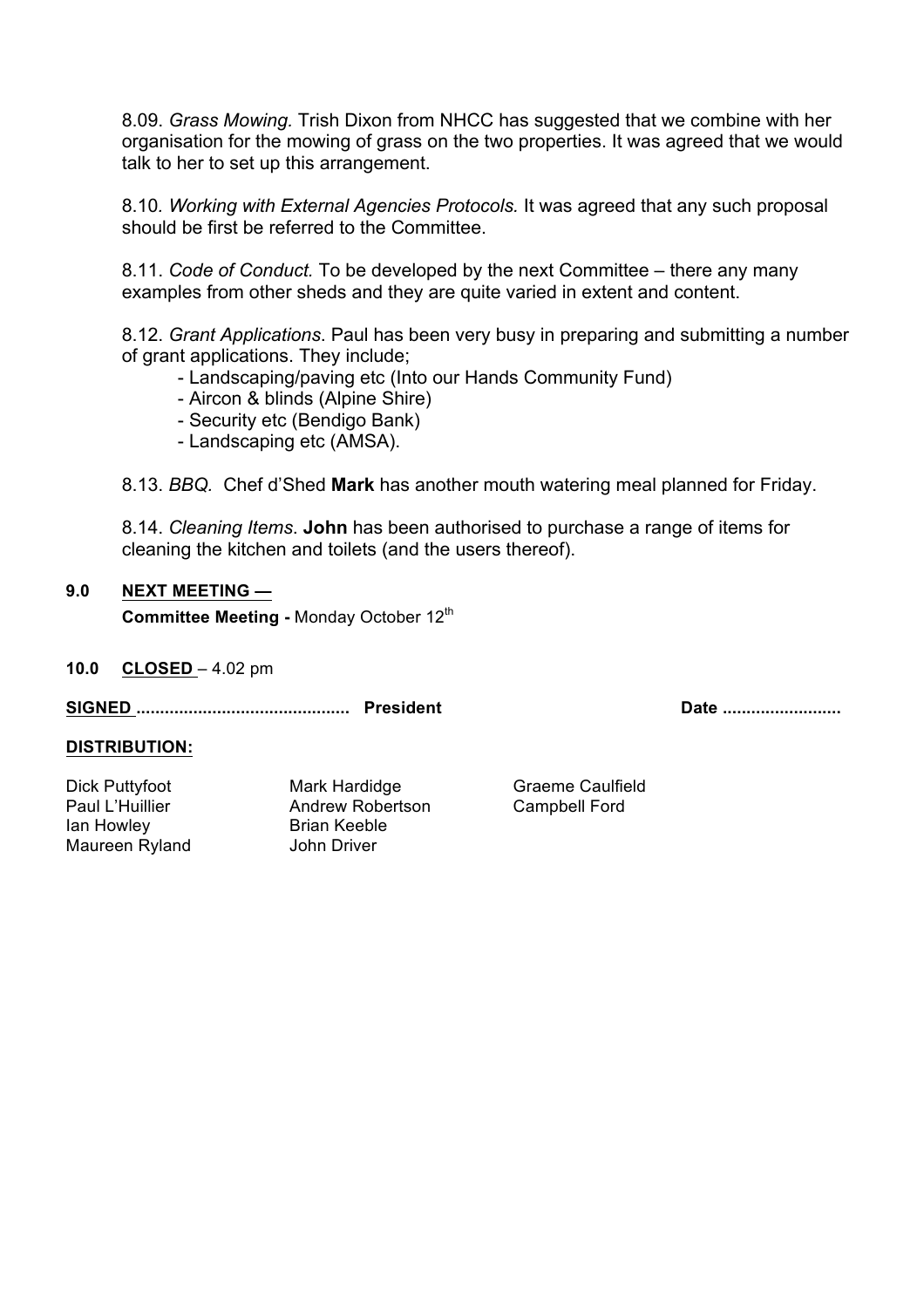8.09. *Grass Mowing.* Trish Dixon from NHCC has suggested that we combine with her organisation for the mowing of grass on the two properties. It was agreed that we would talk to her to set up this arrangement.

8.10. *Working with External Agencies Protocols.* It was agreed that any such proposal should be first be referred to the Committee.

8.11. *Code of Conduct.* To be developed by the next Committee – there any many examples from other sheds and they are quite varied in extent and content.

8.12. *Grant Applications*. Paul has been very busy in preparing and submitting a number of grant applications. They include;

- Landscaping/paving etc (Into our Hands Community Fund)
- Aircon & blinds (Alpine Shire)
- Security etc (Bendigo Bank)
- Landscaping etc (AMSA).

8.13. *BBQ.* Chef d'Shed **Mark** has another mouth watering meal planned for Friday.

8.14. *Cleaning Items*. **John** has been authorised to purchase a range of items for cleaning the kitchen and toilets (and the users thereof).

**9.0 NEXT MEETING —**

**Committee Meeting -** Monday October 12th

**10.0 CLOSED** – 4.02 pm

**SIGNED ............................................ President** **Date .........................**

**DISTRIBUTION:**

| | | |
|---|---|---|
| Dick Puttyfoot | Mark Hardidge | Graeme Caulfield |
| Paul L'Huillier | Andrew Robertson | Campbell Ford |
| Ian Howley | Brian Keeble | |
| Maureen Ryland | John Driver | |